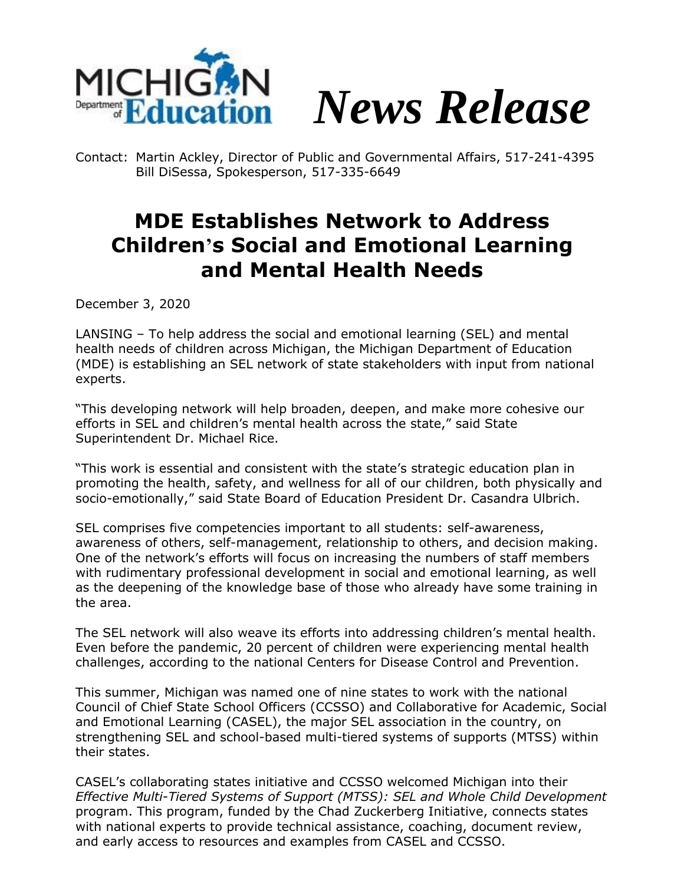**MICHIGAN Department of Education** *News Release*

Contact: Martin Ackley, Director of Public and Governmental Affairs, 517-241-4395
Bill DiSessa, Spokesperson, 517-335-6649

# MDE Establishes Network to Address Children's Social and Emotional Learning and Mental Health Needs

December 3, 2020

LANSING – To help address the social and emotional learning (SEL) and mental health needs of children across Michigan, the Michigan Department of Education (MDE) is establishing an SEL network of state stakeholders with input from national experts.

"This developing network will help broaden, deepen, and make more cohesive our efforts in SEL and children's mental health across the state," said State Superintendent Dr. Michael Rice.

"This work is essential and consistent with the state's strategic education plan in promoting the health, safety, and wellness for all of our children, both physically and socio-emotionally," said State Board of Education President Dr. Casandra Ulbrich.

SEL comprises five competencies important to all students: self-awareness, awareness of others, self-management, relationship to others, and decision making. One of the network's efforts will focus on increasing the numbers of staff members with rudimentary professional development in social and emotional learning, as well as the deepening of the knowledge base of those who already have some training in the area.

The SEL network will also weave its efforts into addressing children's mental health. Even before the pandemic, 20 percent of children were experiencing mental health challenges, according to the national Centers for Disease Control and Prevention.

This summer, Michigan was named one of nine states to work with the national Council of Chief State School Officers (CCSSO) and Collaborative for Academic, Social and Emotional Learning (CASEL), the major SEL association in the country, on strengthening SEL and school-based multi-tiered systems of supports (MTSS) within their states.

CASEL's collaborating states initiative and CCSSO welcomed Michigan into their *Effective Multi-Tiered Systems of Support (MTSS): SEL and Whole Child Development* program. This program, funded by the Chad Zuckerberg Initiative, connects states with national experts to provide technical assistance, coaching, document review, and early access to resources and examples from CASEL and CCSSO.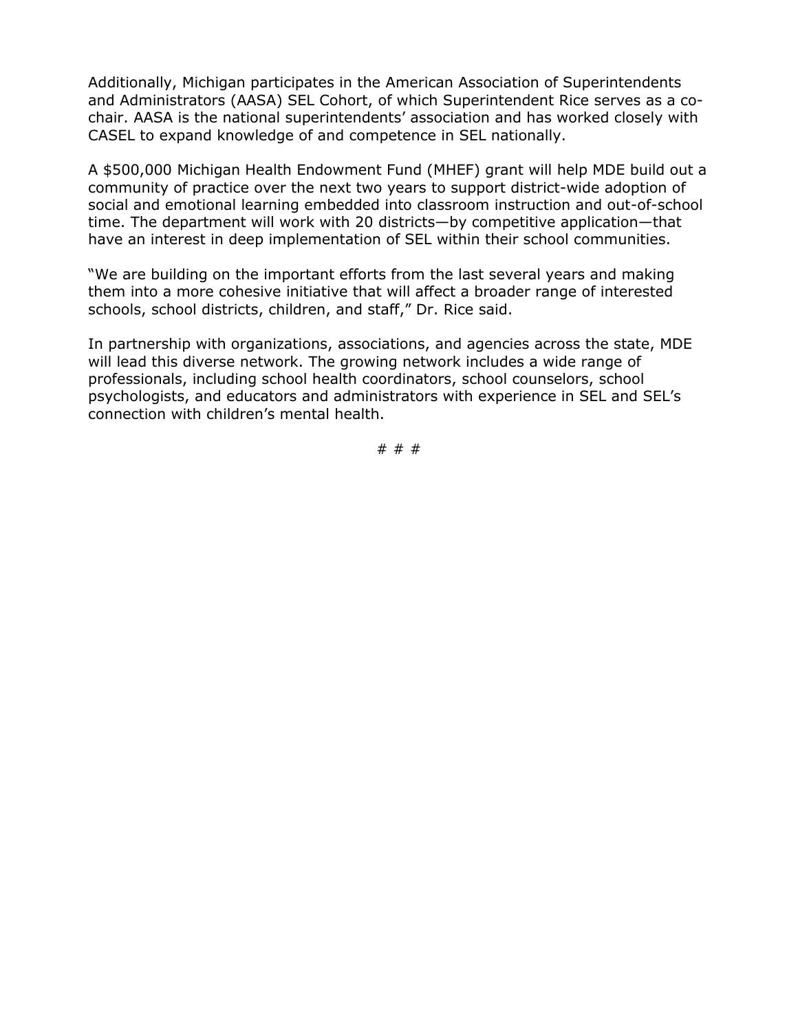Additionally, Michigan participates in the American Association of Superintendents and Administrators (AASA) SEL Cohort, of which Superintendent Rice serves as a co-chair. AASA is the national superintendents' association and has worked closely with CASEL to expand knowledge of and competence in SEL nationally.

A $500,000 Michigan Health Endowment Fund (MHEF) grant will help MDE build out a community of practice over the next two years to support district-wide adoption of social and emotional learning embedded into classroom instruction and out-of-school time. The department will work with 20 districts—by competitive application—that have an interest in deep implementation of SEL within their school communities.

"We are building on the important efforts from the last several years and making them into a more cohesive initiative that will affect a broader range of interested schools, school districts, children, and staff," Dr. Rice said.

In partnership with organizations, associations, and agencies across the state, MDE will lead this diverse network. The growing network includes a wide range of professionals, including school health coordinators, school counselors, school psychologists, and educators and administrators with experience in SEL and SEL's connection with children's mental health.

# # #